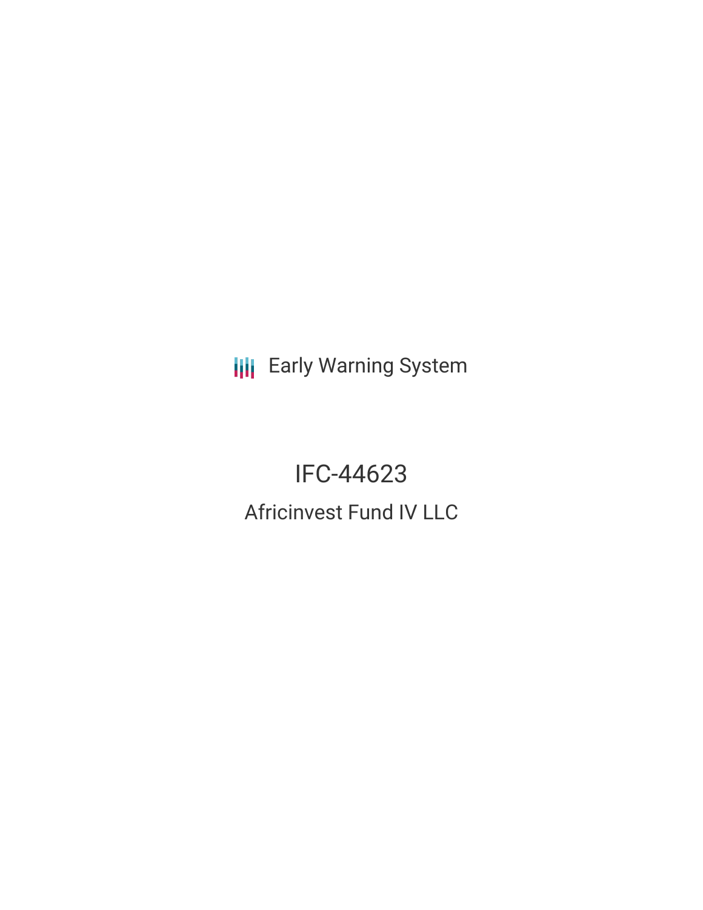Early Warning System

# IFC-44623

## Africinvest Fund IV LLC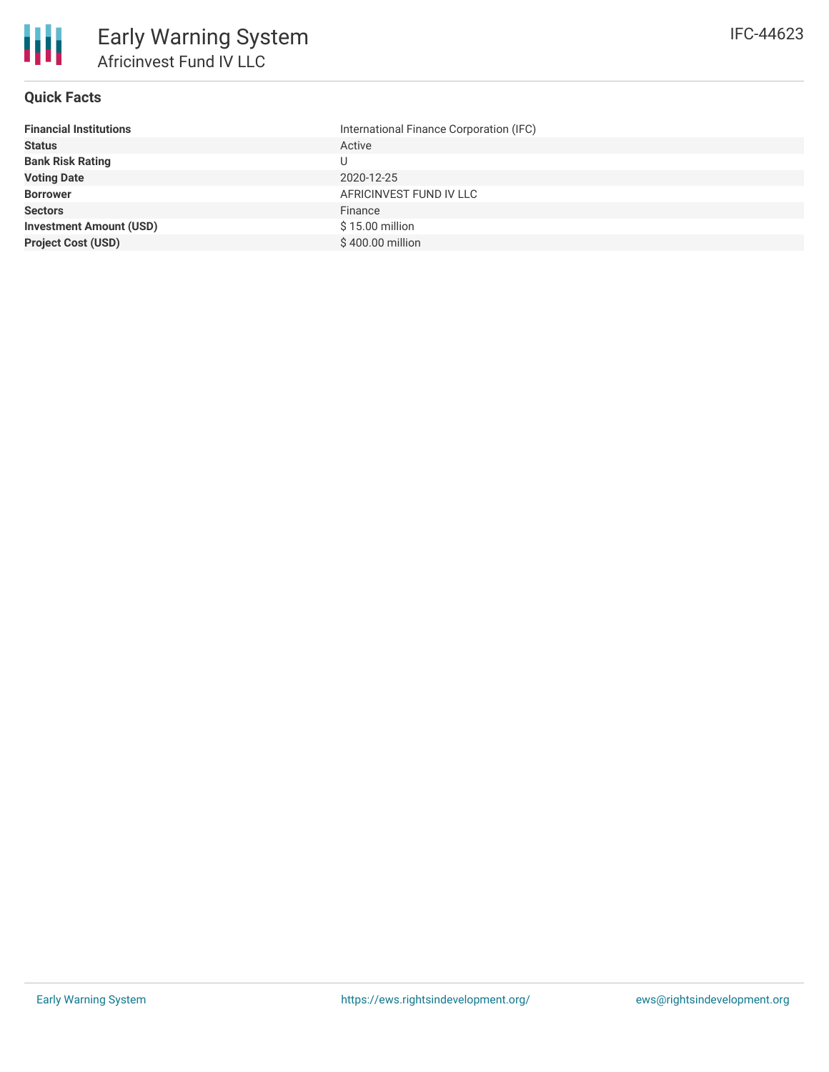# Early Warning System

## Africinvest Fund IV LLC

IFC-44623

### Quick Facts

| | |
|---|---|
| **Financial Institutions** | International Finance Corporation (IFC) |
| **Status** | Active |
| **Bank Risk Rating** | U |
| **Voting Date** | 2020-12-25 |
| **Borrower** | AFRICINVEST FUND IV LLC |
| **Sectors** | Finance |
| **Investment Amount (USD)** | $ 15.00 million |
| **Project Cost (USD)** | $ 400.00 million |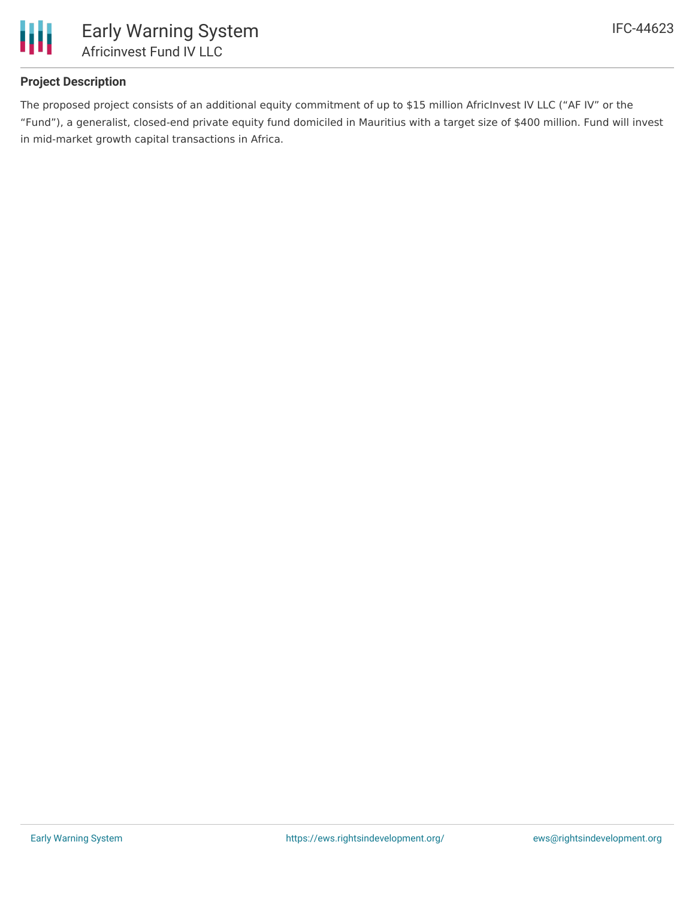## Project Description

The proposed project consists of an additional equity commitment of up to $15 million AfricInvest IV LLC ("AF IV" or the "Fund"), a generalist, closed-end private equity fund domiciled in Mauritius with a target size of $400 million. Fund will invest in mid-market growth capital transactions in Africa.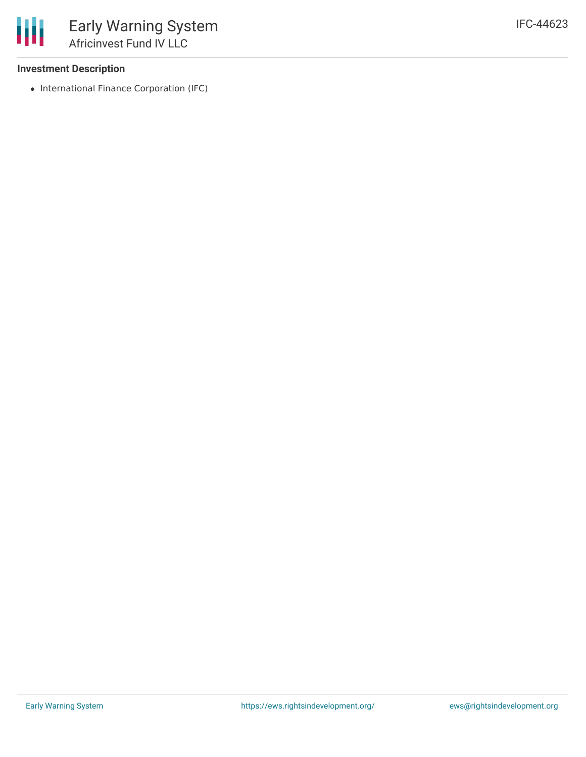### Investment Description

- International Finance Corporation (IFC)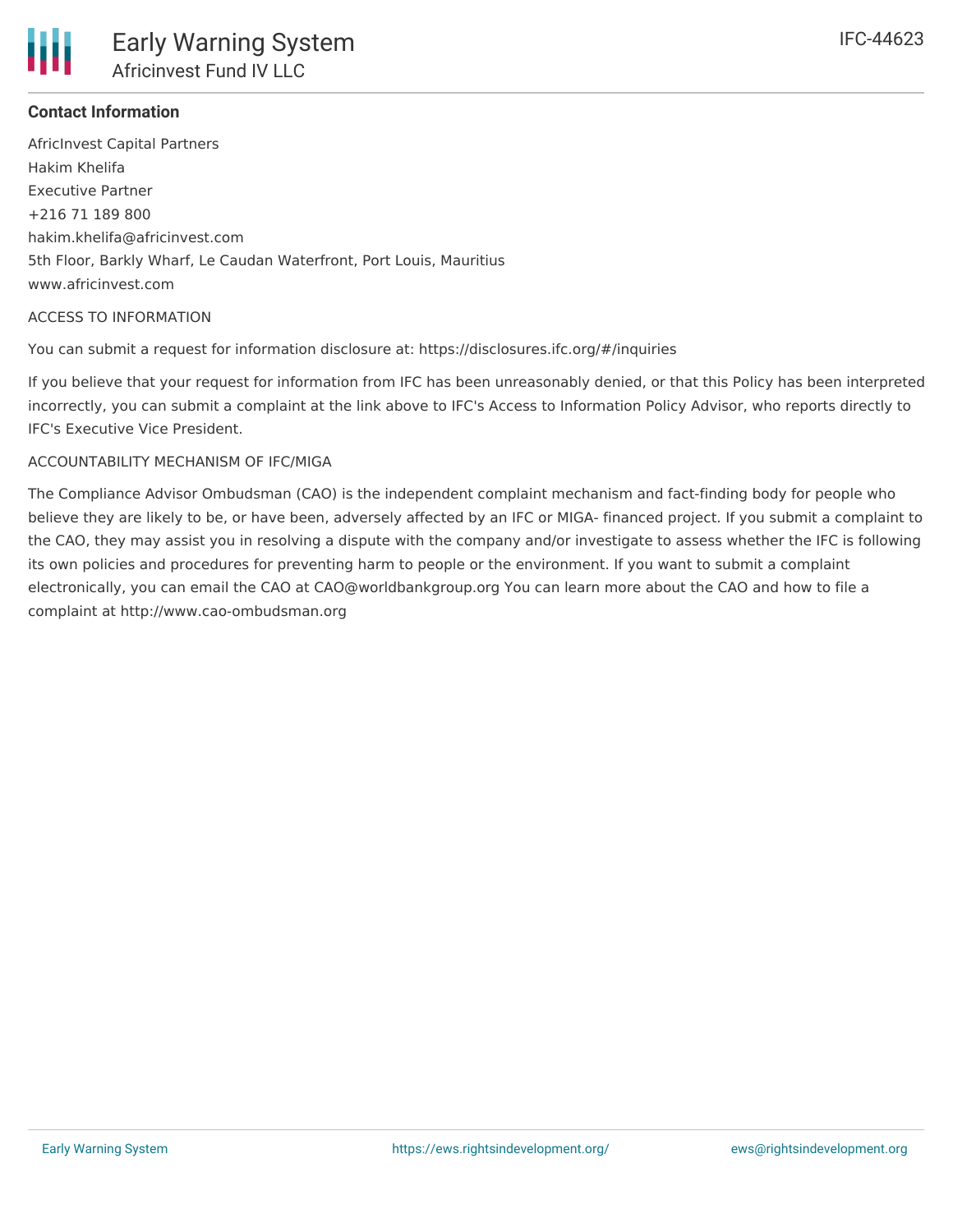### Contact Information

AfricInvest Capital Partners
Hakim Khelifa
Executive Partner
+216 71 189 800
hakim.khelifa@africinvest.com
5th Floor, Barkly Wharf, Le Caudan Waterfront, Port Louis, Mauritius
www.africinvest.com

ACCESS TO INFORMATION

You can submit a request for information disclosure at: https://disclosures.ifc.org/#/inquiries

If you believe that your request for information from IFC has been unreasonably denied, or that this Policy has been interpreted incorrectly, you can submit a complaint at the link above to IFC's Access to Information Policy Advisor, who reports directly to IFC's Executive Vice President.

ACCOUNTABILITY MECHANISM OF IFC/MIGA

The Compliance Advisor Ombudsman (CAO) is the independent complaint mechanism and fact-finding body for people who believe they are likely to be, or have been, adversely affected by an IFC or MIGA- financed project. If you submit a complaint to the CAO, they may assist you in resolving a dispute with the company and/or investigate to assess whether the IFC is following its own policies and procedures for preventing harm to people or the environment. If you want to submit a complaint electronically, you can email the CAO at CAO@worldbankgroup.org You can learn more about the CAO and how to file a complaint at http://www.cao-ombudsman.org